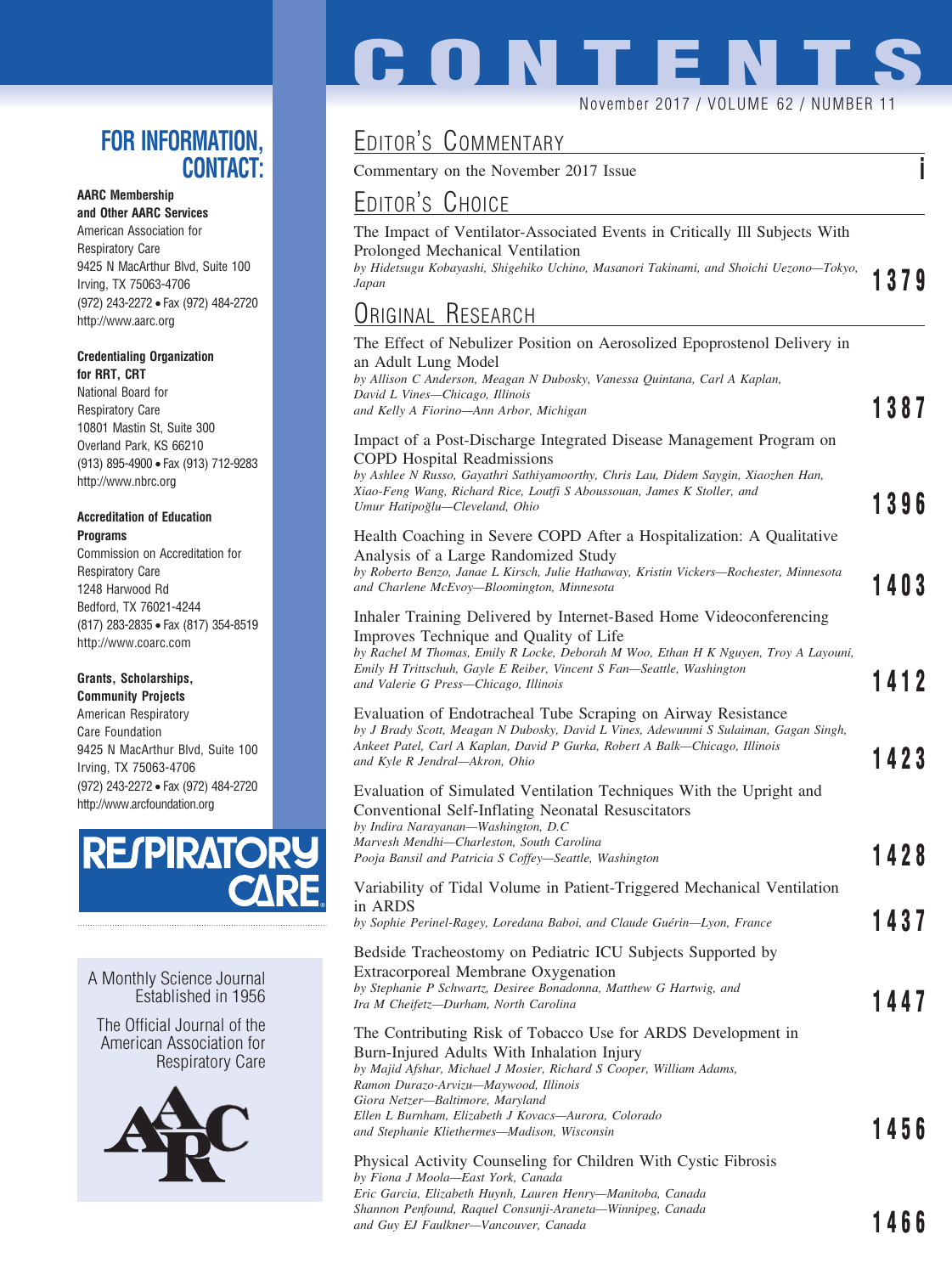# CONTENTS

November 2017 / VOLUME 62 / NUMBER 11

## Editor's Commentary

Commentary on the November 2017 Issue **i**

## Editor's Choice

The Impact of Ventilator-Associated Events in Critically Ill Subjects With Prolonged Mechanical Ventilation
*by Hidetsugu Kobayashi, Shigehiko Uchino, Masanori Takinami, and Shoichi Uezono—Tokyo, Japan* **1379**

## Original Research

The Effect of Nebulizer Position on Aerosolized Epoprostenol Delivery in an Adult Lung Model
*by Allison C Anderson, Meagan N Dubosky, Vanessa Quintana, Carl A Kaplan, David L Vines—Chicago, Illinois and Kelly A Fiorino—Ann Arbor, Michigan* **1387**

Impact of a Post-Discharge Integrated Disease Management Program on COPD Hospital Readmissions
*by Ashlee N Russo, Gayathri Sathiyamoorthy, Chris Lau, Didem Saygin, Xiaozhen Han, Xiao-Feng Wang, Richard Rice, Loutfi S Aboussouan, James K Stoller, and Umur Hatipoğlu—Cleveland, Ohio* **1396**

Health Coaching in Severe COPD After a Hospitalization: A Qualitative Analysis of a Large Randomized Study
*by Roberto Benzo, Janae L Kirsch, Julie Hathaway, Kristin Vickers—Rochester, Minnesota and Charlene McEvoy—Bloomington, Minnesota* **1403**

Inhaler Training Delivered by Internet-Based Home Videoconferencing Improves Technique and Quality of Life
*by Rachel M Thomas, Emily R Locke, Deborah M Woo, Ethan H K Nguyen, Troy A Layouni, Emily H Trittschuh, Gayle E Reiber, Vincent S Fan—Seattle, Washington and Valerie G Press—Chicago, Illinois* **1412**

Evaluation of Endotracheal Tube Scraping on Airway Resistance
*by J Brady Scott, Meagan N Dubosky, David L Vines, Adewunmi S Sulaiman, Gagan Singh, Ankeet Patel, Carl A Kaplan, David P Gurka, Robert A Balk—Chicago, Illinois and Kyle R Jendral—Akron, Ohio* **1423**

Evaluation of Simulated Ventilation Techniques With the Upright and Conventional Self-Inflating Neonatal Resuscitators
*by Indira Narayanan—Washington, D.C Marvesh Mendhi—Charleston, South Carolina Pooja Bansil and Patricia S Coffey—Seattle, Washington* **1428**

Variability of Tidal Volume in Patient-Triggered Mechanical Ventilation in ARDS
*by Sophie Perinel-Ragey, Loredana Baboi, and Claude Guérin—Lyon, France* **1437**

Bedside Tracheostomy on Pediatric ICU Subjects Supported by Extracorporeal Membrane Oxygenation
*by Stephanie P Schwartz, Desiree Bonadonna, Matthew G Hartwig, and Ira M Cheifetz—Durham, North Carolina* **1447**

The Contributing Risk of Tobacco Use for ARDS Development in Burn-Injured Adults With Inhalation Injury
*by Majid Afshar, Michael J Mosier, Richard S Cooper, William Adams, Ramon Durazo-Arvizu—Maywood, Illinois Giora Netzer—Baltimore, Maryland Ellen L Burnham, Elizabeth J Kovacs—Aurora, Colorado and Stephanie Kliethermes—Madison, Wisconsin* **1456**

Physical Activity Counseling for Children With Cystic Fibrosis
*by Fiona J Moola—East York, Canada Eric Garcia, Elizabeth Huynh, Lauren Henry—Manitoba, Canada Shannon Penfound, Raquel Consunji-Araneta—Winnipeg, Canada and Guy EJ Faulkner—Vancouver, Canada* **1466**

## FOR INFORMATION, CONTACT:

**AARC Membership and Other AARC Services**
American Association for Respiratory Care
9425 N MacArthur Blvd, Suite 100
Irving, TX 75063-4706
(972) 243-2272 • Fax (972) 484-2720
http://www.aarc.org

**Credentialing Organization for RRT, CRT**
National Board for Respiratory Care
10801 Mastin St, Suite 300
Overland Park, KS 66210
(913) 895-4900 • Fax (913) 712-9283
http://www.nbrc.org

**Accreditation of Education Programs**
Commission on Accreditation for Respiratory Care
1248 Harwood Rd
Bedford, TX 76021-4244
(817) 283-2835 • Fax (817) 354-8519
http://www.coarc.com

**Grants, Scholarships, Community Projects**
American Respiratory Care Foundation
9425 N MacArthur Blvd, Suite 100
Irving, TX 75063-4706
(972) 243-2272 • Fax (972) 484-2720
http://www.arcfoundation.org

RESPIRATORY CARE

A Monthly Science Journal Established in 1956

The Official Journal of the American Association for Respiratory Care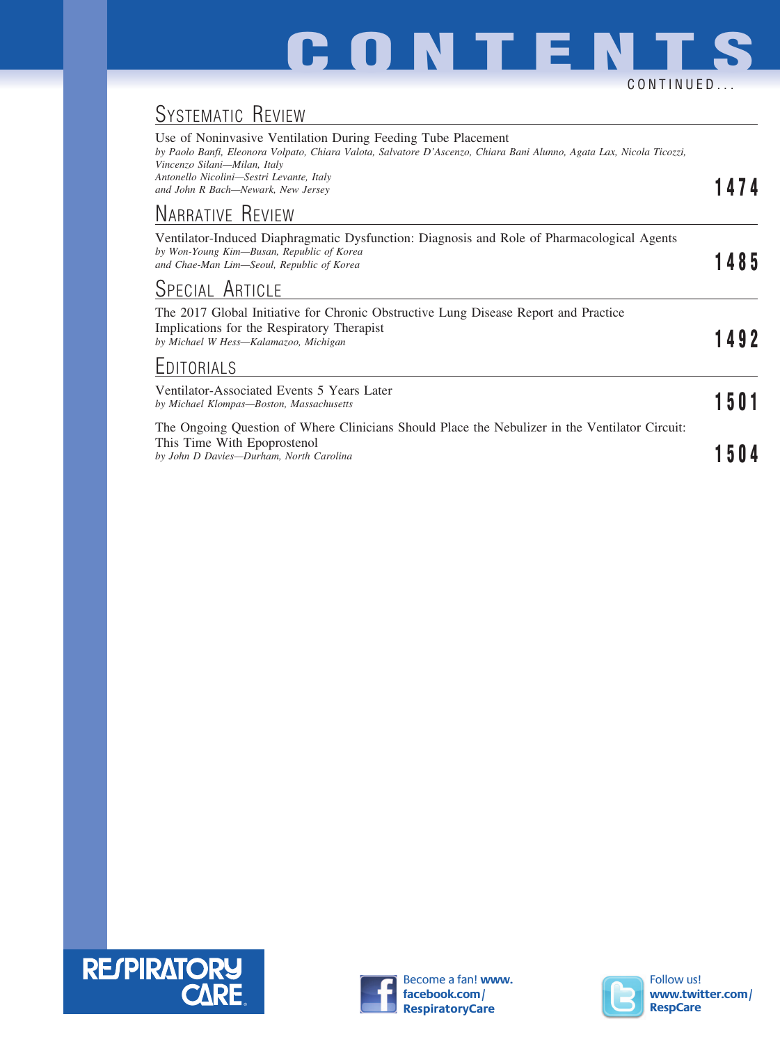# CONTENTS

CONTINUED...

## Systematic Review

Use of Noninvasive Ventilation During Feeding Tube Placement
*by Paolo Banfi, Eleonora Volpato, Chiara Valota, Salvatore D'Ascenzo, Chiara Bani Alunno, Agata Lax, Nicola Ticozzi, Vincenzo Silani—Milan, Italy*
*Antonello Nicolini—Sestri Levante, Italy*
*and John R Bach—Newark, New Jersey*
**1474**

## Narrative Review

Ventilator-Induced Diaphragmatic Dysfunction: Diagnosis and Role of Pharmacological Agents
*by Won-Young Kim—Busan, Republic of Korea*
*and Chae-Man Lim—Seoul, Republic of Korea*
**1485**

## Special Article

The 2017 Global Initiative for Chronic Obstructive Lung Disease Report and Practice Implications for the Respiratory Therapist
*by Michael W Hess—Kalamazoo, Michigan*
**1492**

## Editorials

Ventilator-Associated Events 5 Years Later
*by Michael Klompas—Boston, Massachusetts*
**1501**

The Ongoing Question of Where Clinicians Should Place the Nebulizer in the Ventilator Circuit: This Time With Epoprostenol
*by John D Davies—Durham, North Carolina*
**1504**

RESPIRATORY CARE

Become a fan! www.facebook.com/RespiratoryCare

Follow us! www.twitter.com/RespCare